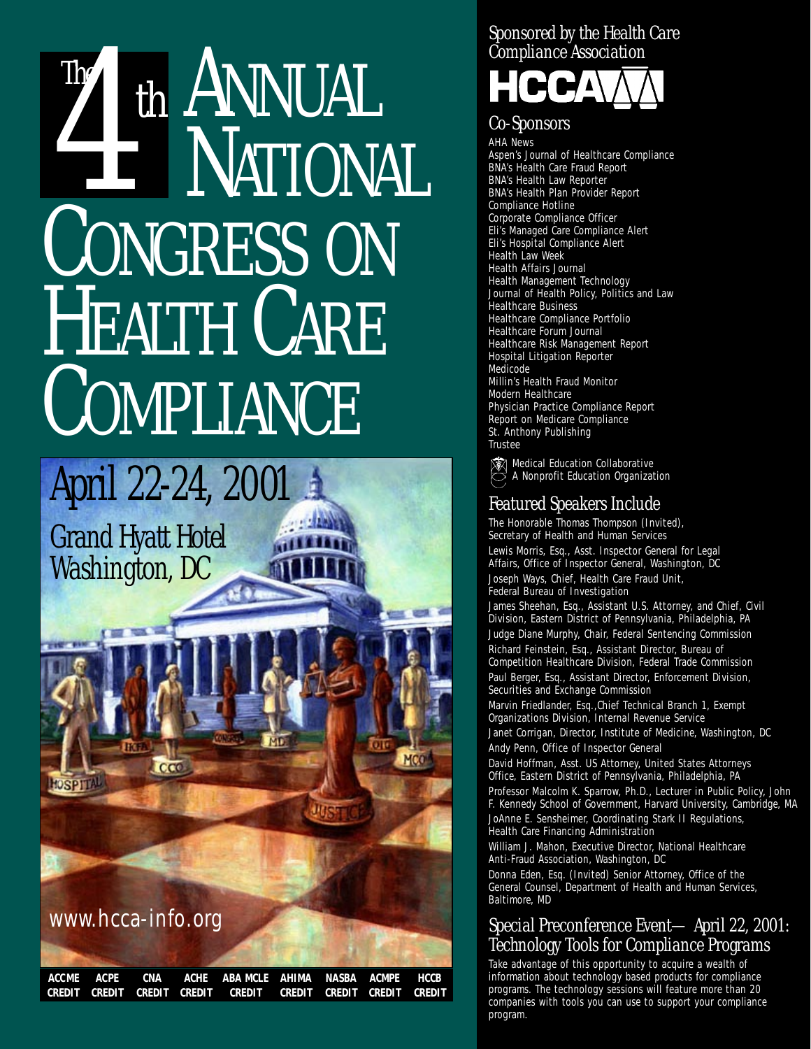# The 4th Annual National Congress on Health Care Compliance

## April 22-24, 2001

## Grand Hyatt Hotel
## Washington, DC

www.hcca-info.org

ACCME CREDIT ACPE CREDIT CNA CREDIT ACHE CREDIT ABA MCLE CREDIT AHIMA CREDIT NASBA CREDIT ACMPE CREDIT HCCB CREDIT

Sponsored by the Health Care Compliance Association

**HCCA**

## Co-Sponsors

AHA News
Aspen's Journal of Healthcare Compliance
BNA's Health Care Fraud Report
BNA's Health Law Reporter
BNA's Health Plan Provider Report
Compliance Hotline
Corporate Compliance Officer
Eli's Managed Care Compliance Alert
Eli's Hospital Compliance Alert
Health Law Week
Health Affairs Journal
Health Management Technology
Journal of Health Policy, Politics and Law
Healthcare Business
Healthcare Compliance Portfolio
Healthcare Forum Journal
Healthcare Risk Management Report
Hospital Litigation Reporter
Medicode
Millin's Health Fraud Monitor
Modern Healthcare
Physician Practice Compliance Report
Report on Medicare Compliance
St. Anthony Publishing
Trustee

Medical Education Collaborative
A Nonprofit Education Organization

## Featured Speakers Include

The Honorable Thomas Thompson (Invited), Secretary of Health and Human Services

Lewis Morris, Esq., Asst. Inspector General for Legal Affairs, Office of Inspector General, Washington, DC

Joseph Ways, Chief, Health Care Fraud Unit, Federal Bureau of Investigation

James Sheehan, Esq., Assistant U.S. Attorney, and Chief, Civil Division, Eastern District of Pennsylvania, Philadelphia, PA

Judge Diane Murphy, Chair, Federal Sentencing Commission

Richard Feinstein, Esq., Assistant Director, Bureau of Competition Healthcare Division, Federal Trade Commission

Paul Berger, Esq., Assistant Director, Enforcement Division, Securities and Exchange Commission

Marvin Friedlander, Esq.,Chief Technical Branch 1, Exempt Organizations Division, Internal Revenue Service

Janet Corrigan, Director, Institute of Medicine, Washington, DC

Andy Penn, Office of Inspector General

David Hoffman, Asst. US Attorney, United States Attorneys Office, Eastern District of Pennsylvania, Philadelphia, PA

Professor Malcolm K. Sparrow, Ph.D., Lecturer in Public Policy, John F. Kennedy School of Government, Harvard University, Cambridge, MA

JoAnne E. Sensheimer, Coordinating Stark II Regulations, Health Care Financing Administration

William J. Mahon, Executive Director, National Healthcare Anti-Fraud Association, Washington, DC

Donna Eden, Esq. (Invited) Senior Attorney, Office of the General Counsel, Department of Health and Human Services, Baltimore, MD

## Special Preconference Event— April 22, 2001: Technology Tools for Compliance Programs

Take advantage of this opportunity to acquire a wealth of information about technology based products for compliance programs. The technology sessions will feature more than 20 companies with tools you can use to support your compliance program.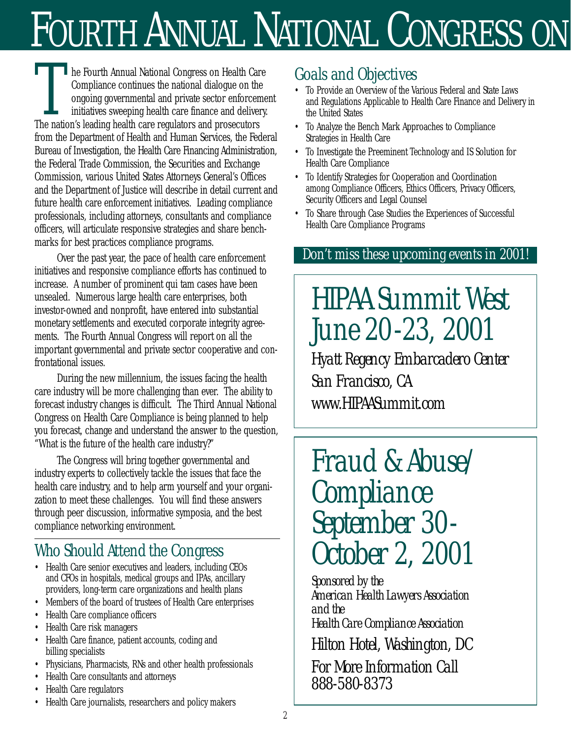# Fourth Annual National Congress on

The Fourth Annual National Congress on Health Care Compliance continues the national dialogue on the ongoing governmental and private sector enforcement initiatives sweeping health care finance and delivery. The nation's leading health care regulators and prosecutors from the Department of Health and Human Services, the Federal Bureau of Investigation, the Health Care Financing Administration, the Federal Trade Commission, the Securities and Exchange Commission, various United States Attorneys General's Offices and the Department of Justice will describe in detail current and future health care enforcement initiatives. Leading compliance professionals, including attorneys, consultants and compliance officers, will articulate responsive strategies and share benchmarks for best practices compliance programs.

Over the past year, the pace of health care enforcement initiatives and responsive compliance efforts has continued to increase. A number of prominent qui tam cases have been unsealed. Numerous large health care enterprises, both investor-owned and nonprofit, have entered into substantial monetary settlements and executed corporate integrity agreements. The Fourth Annual Congress will report on all the important governmental and private sector cooperative and confrontational issues.

During the new millennium, the issues facing the health care industry will be more challenging than ever. The ability to forecast industry changes is difficult. The Third Annual National Congress on Health Care Compliance is being planned to help you forecast, change and understand the answer to the question, "What is the future of the health care industry?"

The Congress will bring together governmental and industry experts to collectively tackle the issues that face the health care industry, and to help arm yourself and your organization to meet these challenges. You will find these answers through peer discussion, informative symposia, and the best compliance networking environment.

## Who Should Attend the Congress

- Health Care senior executives and leaders, including CEOs and CFOs in hospitals, medical groups and IPAs, ancillary providers, long-term care organizations and health plans
- Members of the board of trustees of Health Care enterprises
- Health Care compliance officers
- Health Care risk managers
- Health Care finance, patient accounts, coding and billing specialists
- Physicians, Pharmacists, RNs and other health professionals
- Health Care consultants and attorneys
- Health Care regulators
- Health Care journalists, researchers and policy makers

## Goals and Objectives

- To Provide an Overview of the Various Federal and State Laws and Regulations Applicable to Health Care Finance and Delivery in the United States
- To Analyze the Bench Mark Approaches to Compliance Strategies in Health Care
- To Investigate the Preeminent Technology and IS Solution for Health Care Compliance
- To Identify Strategies for Cooperation and Coordination among Compliance Officers, Ethics Officers, Privacy Officers, Security Officers and Legal Counsel
- To Share through Case Studies the Experiences of Successful Health Care Compliance Programs

**Don't miss these upcoming events in 2001!**

## *HIPAA Summit West June 20-23, 2001*

*Hyatt Regency Embarcadero Center*
*San Francisco, CA*
*www.HIPAASummit.com*

## *Fraud & Abuse/ Compliance September 30-October 2, 2001*

*Sponsored by the*
*American Health Lawyers Association*
*and the*
*Health Care Compliance Association*

*Hilton Hotel, Washington, DC*

*For More Information Call*
*888-580-8373*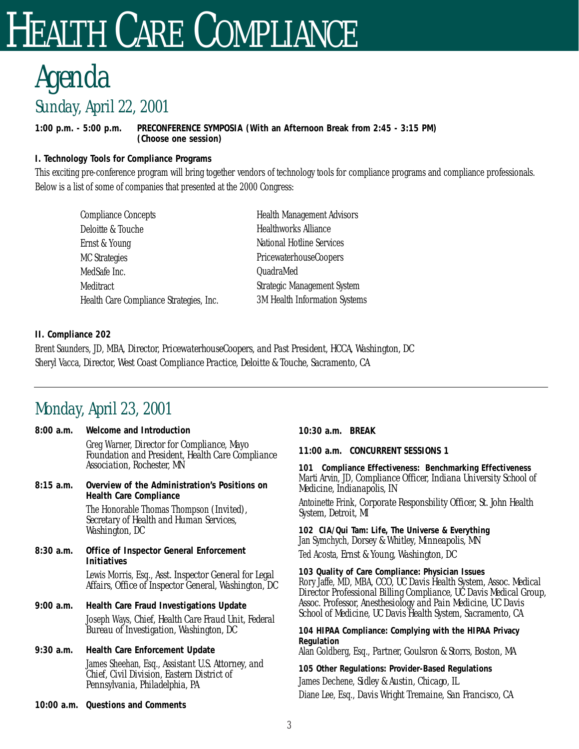# HEALTH CARE COMPLIANCE

# Agenda

## Sunday, April 22, 2001

**1:00 p.m. - 5:00 p.m.** **PRECONFERENCE SYMPOSIA (With an Afternoon Break from 2:45 - 3:15 PM) (Choose one session)**

**I. Technology Tools for Compliance Programs**

This exciting pre-conference program will bring together vendors of technology tools for compliance programs and compliance professionals. Below is a list of some of companies that presented at the 2000 Congress:

- Compliance Concepts
- Deloitte & Touche
- Ernst & Young
- MC Strategies
- MedSafe Inc.
- Meditract
- Health Care Compliance Strategies, Inc.
- Health Management Advisors
- Healthworks Alliance
- National Hotline Services
- PricewaterhouseCoopers
- QuadraMed
- Strategic Management System
- 3M Health Information Systems

**II. Compliance 202**

Brent Saunders, JD, MBA, Director, PricewaterhouseCoopers, and Past President, HCCA, Washington, DC
Sheryl Vacca, Director, West Coast Compliance Practice, Deloitte & Touche, Sacramento, CA

---

## Monday, April 23, 2001

**8:00 a.m.** **Welcome and Introduction**
Greg Warner, Director for Compliance, Mayo Foundation and President, Health Care Compliance Association, Rochester, MN

**8:15 a.m.** **Overview of the Administration's Positions on Health Care Compliance**
The Honorable Thomas Thompson (Invited), Secretary of Health and Human Services, Washington, DC

**8:30 a.m.** **Office of Inspector General Enforcement Initiatives**
Lewis Morris, Esq., Asst. Inspector General for Legal Affairs, Office of Inspector General, Washington, DC

**9:00 a.m.** **Health Care Fraud Investigations Update**
Joseph Ways, Chief, Health Care Fraud Unit, Federal Bureau of Investigation, Washington, DC

**9:30 a.m.** **Health Care Enforcement Update**
James Sheehan, Esq., Assistant U.S. Attorney, and Chief, Civil Division, Eastern District of Pennsylvania, Philadelphia, PA

**10:00 a.m.** **Questions and Comments**

**10:30 a.m.** **BREAK**

**11:00 a.m.** **CONCURRENT SESSIONS 1**

**101 Compliance Effectiveness: Benchmarking Effectiveness**
Marti Arvin, JD, Compliance Officer, Indiana University School of Medicine, Indianapolis, IN
Antoinette Frink, Corporate Responsbility Officer, St. John Health System, Detroit, MI

**102 CIA/Qui Tam: Life, The Universe & Everything**
Jan Symchych, Dorsey & Whitley, Minneapolis, MN
Ted Acosta, Ernst & Young, Washington, DC

**103 Quality of Care Compliance: Physician Issues**
Rory Jaffe, MD, MBA, CCO, UC Davis Health System, Assoc. Medical Director Professional Billing Compliance, UC Davis Medical Group, Assoc. Professor, Anesthesiology and Pain Medicine, UC Davis School of Medicine, UC Davis Health System, Sacramento, CA

**104 HIPAA Compliance: Complying with the HIPAA Privacy Regulation**
Alan Goldberg, Esq., Partner, Goulsron & Storrs, Boston, MA

**105 Other Regulations: Provider-Based Regulations**
James Dechene, Sidley & Austin, Chicago, IL
Diane Lee, Esq., Davis Wright Tremaine, San Francisco, CA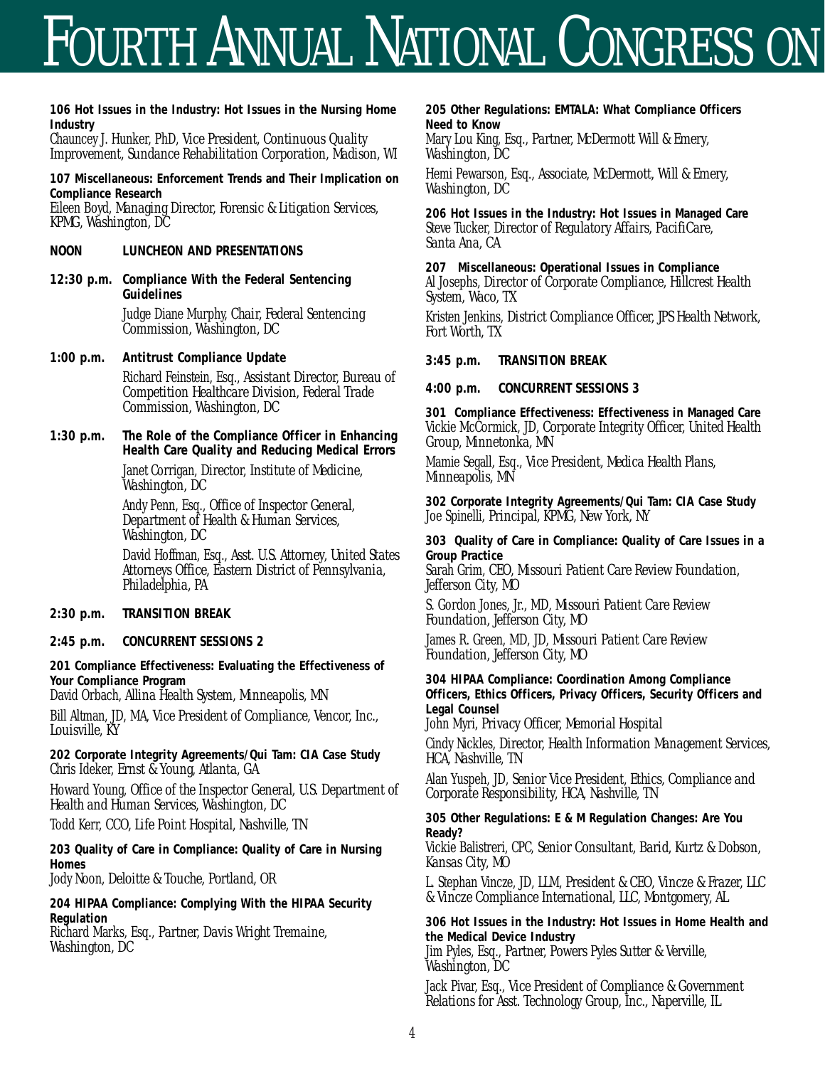**106 Hot Issues in the Industry: Hot Issues in the Nursing Home Industry**
Chauncey J. Hunker, PhD, Vice President, Continuous Quality Improvement, Sundance Rehabilitation Corporation, Madison, WI

**107 Miscellaneous: Enforcement Trends and Their Implication on Compliance Research**
Eileen Boyd, Managing Director, Forensic & Litigation Services, KPMG, Washington, DC

**NOON LUNCHEON AND PRESENTATIONS**

**12:30 p.m. Compliance With the Federal Sentencing Guidelines**

Judge Diane Murphy, Chair, Federal Sentencing Commission, Washington, DC

**1:00 p.m. Antitrust Compliance Update**

Richard Feinstein, Esq., Assistant Director, Bureau of Competition Healthcare Division, Federal Trade Commission, Washington, DC

**1:30 p.m. The Role of the Compliance Officer in Enhancing Health Care Quality and Reducing Medical Errors**

Janet Corrigan, Director, Institute of Medicine, Washington, DC

Andy Penn, Esq., Office of Inspector General, Department of Health & Human Services, Washington, DC

David Hoffman, Esq., Asst. U.S. Attorney, United States Attorneys Office, Eastern District of Pennsylvania, Philadelphia, PA

**2:30 p.m. TRANSITION BREAK**

**2:45 p.m. CONCURRENT SESSIONS 2**

**201 Compliance Effectiveness: Evaluating the Effectiveness of Your Compliance Program**
David Orbach, Allina Health System, Minneapolis, MN

Bill Altman, JD, MA, Vice President of Compliance, Vencor, Inc., Louisville, KY

**202 Corporate Integrity Agreements/Qui Tam: CIA Case Study**
Chris Ideker, Ernst & Young, Atlanta, GA

Howard Young, Office of the Inspector General, U.S. Department of Health and Human Services, Washington, DC

Todd Kerr, CCO, Life Point Hospital, Nashville, TN

**203 Quality of Care in Compliance: Quality of Care in Nursing Homes**
Jody Noon, Deloitte & Touche, Portland, OR

**204 HIPAA Compliance: Complying With the HIPAA Security Regulation**
Richard Marks, Esq., Partner, Davis Wright Tremaine, Washington, DC

**205 Other Regulations: EMTALA: What Compliance Officers Need to Know**
Mary Lou King, Esq., Partner, McDermott Will & Emery, Washington, DC

Hemi Pewarson, Esq., Associate, McDermott, Will & Emery, Washington, DC

**206 Hot Issues in the Industry: Hot Issues in Managed Care**
Steve Tucker, Director of Regulatory Affairs, PacifiCare, Santa Ana, CA

**207 Miscellaneous: Operational Issues in Compliance**
Al Josephs, Director of Corporate Compliance, Hillcrest Health System, Waco, TX

Kristen Jenkins, District Compliance Officer, JPS Health Network, Fort Worth, TX

**3:45 p.m. TRANSITION BREAK**

**4:00 p.m. CONCURRENT SESSIONS 3**

**301 Compliance Effectiveness: Effectiveness in Managed Care**
Vickie McCormick, JD, Corporate Integrity Officer, United Health Group, Minnetonka, MN

Mamie Segall, Esq., Vice President, Medica Health Plans, Minneapolis, MN

**302 Corporate Integrity Agreements/Qui Tam: CIA Case Study**
Joe Spinelli, Principal, KPMG, New York, NY

**303 Quality of Care in Compliance: Quality of Care Issues in a Group Practice**
Sarah Grim, CEO, Missouri Patient Care Review Foundation, Jefferson City, MO

S. Gordon Jones, Jr., MD, Missouri Patient Care Review Foundation, Jefferson City, MO

James R. Green, MD, JD, Missouri Patient Care Review Foundation, Jefferson City, MO

**304 HIPAA Compliance: Coordination Among Compliance Officers, Ethics Officers, Privacy Officers, Security Officers and Legal Counsel**
John Myri, Privacy Officer, Memorial Hospital

Cindy Nickles, Director, Health Information Management Services, HCA, Nashville, TN

Alan Yuspeh, JD, Senior Vice President, Ethics, Compliance and Corporate Responsibility, HCA, Nashville, TN

**305 Other Regulations: E & M Regulation Changes: Are You Ready?**
Vickie Balistreri, CPC, Senior Consultant, Barid, Kurtz & Dobson, Kansas City, MO

L. Stephan Vincze, JD, LLM, President & CEO, Vincze & Frazer, LLC & Vincze Compliance International, LLC, Montgomery, AL

**306 Hot Issues in the Industry: Hot Issues in Home Health and the Medical Device Industry**
Jim Pyles, Esq., Partner, Powers Pyles Sutter & Verville, Washington, DC

Jack Pivar, Esq., Vice President of Compliance & Government Relations for Asst. Technology Group, Inc., Naperville, IL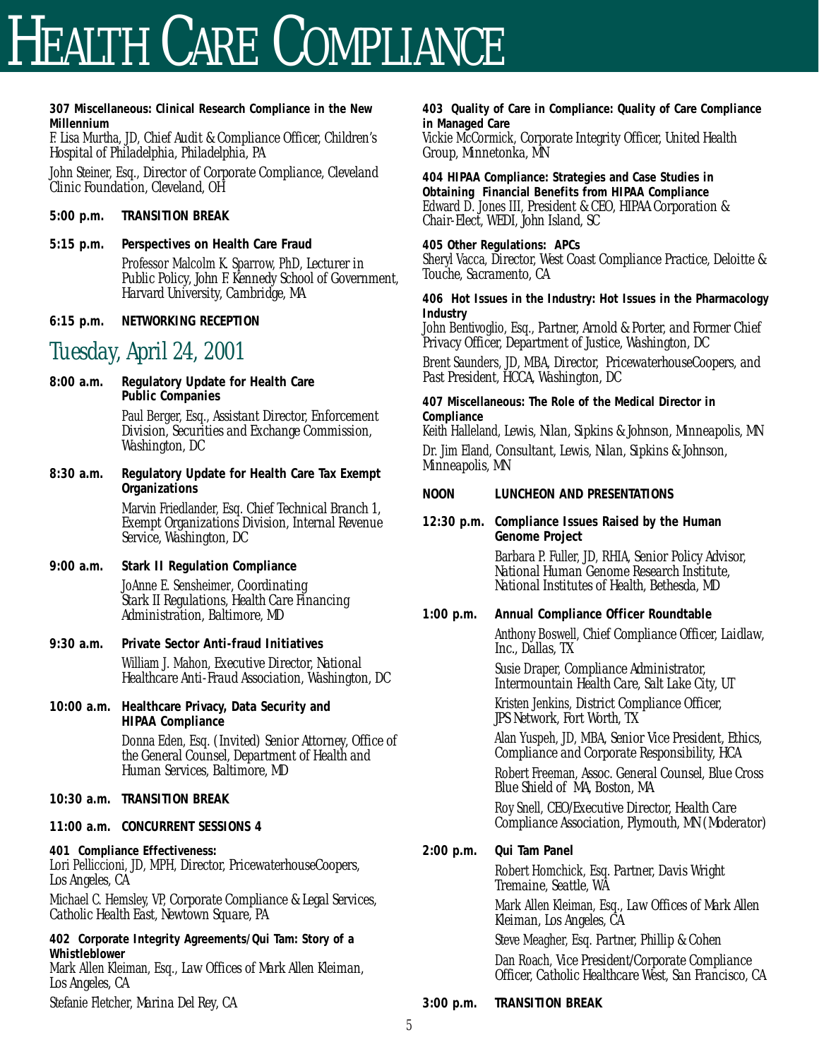# Health Care Compliance

**307 Miscellaneous: Clinical Research Compliance in the New Millennium**
*F. Lisa Murtha, JD, Chief Audit & Compliance Officer, Children's Hospital of Philadelphia, Philadelphia, PA*

*John Steiner, Esq., Director of Corporate Compliance, Cleveland Clinic Foundation, Cleveland, OH*

**5:00 p.m. TRANSITION BREAK**

**5:15 p.m. Perspectives on Health Care Fraud**
*Professor Malcolm K. Sparrow, PhD, Lecturer in Public Policy, John F. Kennedy School of Government, Harvard University, Cambridge, MA*

**6:15 p.m. NETWORKING RECEPTION**

## Tuesday, April 24, 2001

**8:00 a.m. Regulatory Update for Health Care Public Companies**
*Paul Berger, Esq., Assistant Director, Enforcement Division, Securities and Exchange Commission, Washington, DC*

**8:30 a.m. Regulatory Update for Health Care Tax Exempt Organizations**
*Marvin Friedlander, Esq. Chief Technical Branch 1, Exempt Organizations Division, Internal Revenue Service, Washington, DC*

**9:00 a.m. Stark II Regulation Compliance**
*JoAnne E. Sensheimer, Coordinating Stark II Regulations, Health Care Financing Administration, Baltimore, MD*

**9:30 a.m. Private Sector Anti-fraud Initiatives**
*William J. Mahon, Executive Director, National Healthcare Anti-Fraud Association, Washington, DC*

**10:00 a.m. Healthcare Privacy, Data Security and HIPAA Compliance**
*Donna Eden, Esq. (Invited) Senior Attorney, Office of the General Counsel, Department of Health and Human Services, Baltimore, MD*

**10:30 a.m. TRANSITION BREAK**

**11:00 a.m. CONCURRENT SESSIONS 4**

**401 Compliance Effectiveness:**
*Lori Pelliccioni, JD, MPH, Director, PricewaterhouseCoopers, Los Angeles, CA*

*Michael C. Hemsley, VP, Corporate Compliance & Legal Services, Catholic Health East, Newtown Square, PA*

**402 Corporate Integrity Agreements/Qui Tam: Story of a Whistleblower**
*Mark Allen Kleiman, Esq., Law Offices of Mark Allen Kleiman, Los Angeles, CA*

*Stefanie Fletcher, Marina Del Rey, CA*

**403 Quality of Care in Compliance: Quality of Care Compliance in Managed Care**
*Vickie McCormick, Corporate Integrity Officer, United Health Group, Minnetonka, MN*

**404 HIPAA Compliance: Strategies and Case Studies in Obtaining Financial Benefits from HIPAA Compliance**
*Edward D. Jones III, President & CEO, HIPAA Corporation & Chair-Elect, WEDI, John Island, SC*

**405 Other Regulations: APCs**
*Sheryl Vacca, Director, West Coast Compliance Practice, Deloitte & Touche, Sacramento, CA*

**406 Hot Issues in the Industry: Hot Issues in the Pharmacology Industry**
*John Bentivoglio, Esq., Partner, Arnold & Porter, and Former Chief Privacy Officer, Department of Justice, Washington, DC*

*Brent Saunders, JD, MBA, Director, PricewaterhouseCoopers, and Past President, HCCA, Washington, DC*

**407 Miscellaneous: The Role of the Medical Director in Compliance**
*Keith Halleland, Lewis, Nilan, Sipkins & Johnson, Minneapolis, MN*

*Dr. Jim Eland, Consultant, Lewis, Nilan, Sipkins & Johnson, Minneapolis, MN*

**NOON LUNCHEON AND PRESENTATIONS**

**12:30 p.m. Compliance Issues Raised by the Human Genome Project**
*Barbara P. Fuller, JD, RHIA, Senior Policy Advisor, National Human Genome Research Institute, National Institutes of Health, Bethesda, MD*

**1:00 p.m. Annual Compliance Officer Roundtable**
*Anthony Boswell, Chief Compliance Officer, Laidlaw, Inc., Dallas, TX*

*Susie Draper, Compliance Administrator, Intermountain Health Care, Salt Lake City, UT*

*Kristen Jenkins, District Compliance Officer, JPS Network, Fort Worth, TX*

*Alan Yuspeh, JD, MBA, Senior Vice President, Ethics, Compliance and Corporate Responsibility, HCA*

*Robert Freeman, Assoc. General Counsel, Blue Cross Blue Shield of MA, Boston, MA*

*Roy Snell, CEO/Executive Director, Health Care Compliance Association, Plymouth, MN (Moderator)*

**2:00 p.m. Qui Tam Panel**
*Robert Homchick, Esq. Partner, Davis Wright Tremaine, Seattle, WA*

*Mark Allen Kleiman, Esq., Law Offices of Mark Allen Kleiman, Los Angeles, CA*

*Steve Meagher, Esq. Partner, Phillip & Cohen*

*Dan Roach, Vice President/Corporate Compliance Officer, Catholic Healthcare West, San Francisco, CA*

**3:00 p.m. TRANSITION BREAK**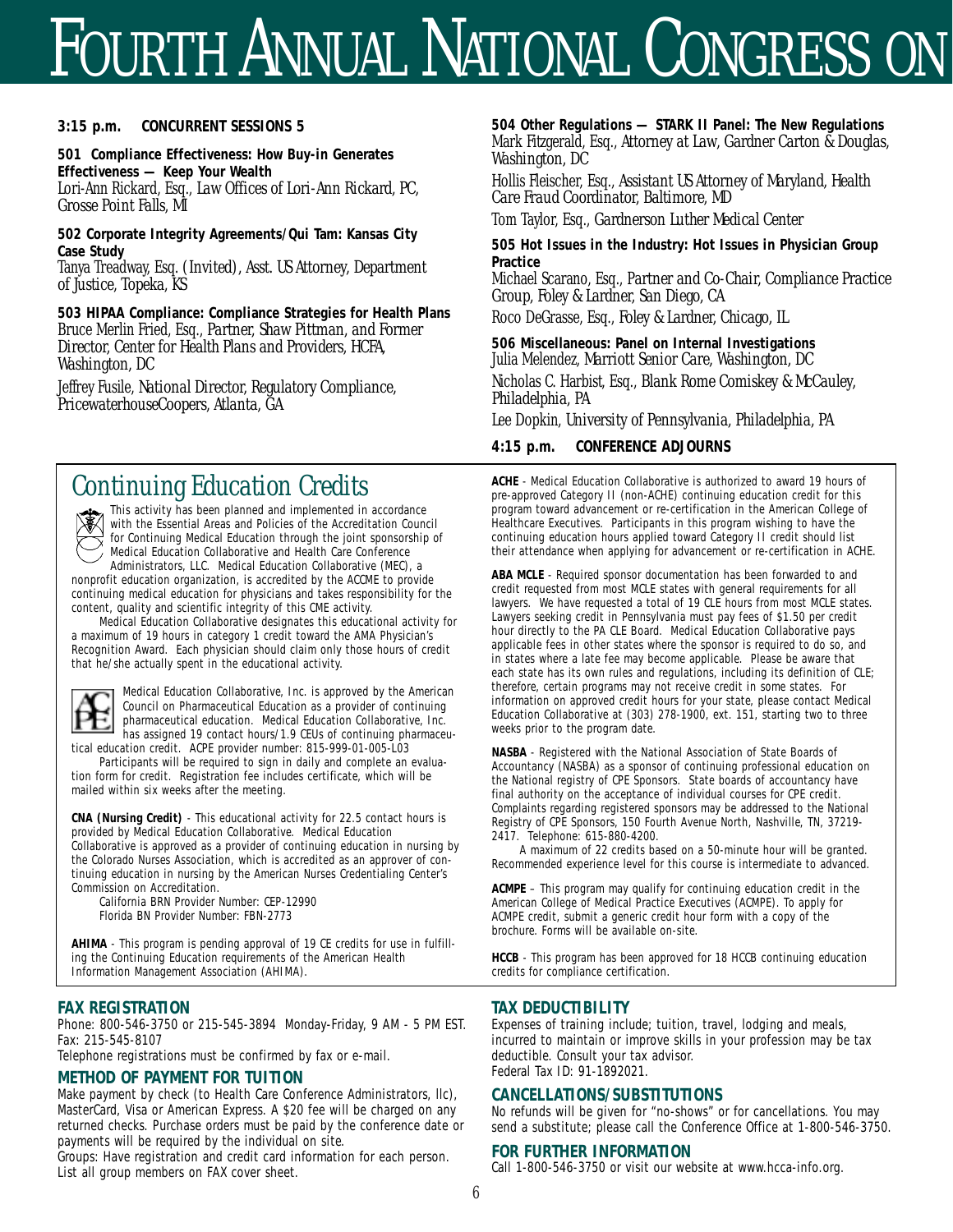# FOURTH ANNUAL NATIONAL CONGRESS ON

**3:15 p.m. CONCURRENT SESSIONS 5**

**501 Compliance Effectiveness: How Buy-in Generates Effectiveness — Keep Your Wealth**
*Lori-Ann Rickard, Esq., Law Offices of Lori-Ann Rickard, PC, Grosse Point Falls, MI*

**502 Corporate Integrity Agreements/Qui Tam: Kansas City Case Study**
*Tanya Treadway, Esq. (Invited), Asst. US Attorney, Department of Justice, Topeka, KS*

**503 HIPAA Compliance: Compliance Strategies for Health Plans**
*Bruce Merlin Fried, Esq., Partner, Shaw Pittman, and Former Director, Center for Health Plans and Providers, HCFA, Washington, DC*

*Jeffrey Fusile, National Director, Regulatory Compliance, PricewaterhouseCoopers, Atlanta, GA*

**504 Other Regulations — STARK II Panel: The New Regulations**
*Mark Fitzgerald, Esq., Attorney at Law, Gardner Carton & Douglas, Washington, DC*

*Hollis Fleischer, Esq., Assistant US Attorney of Maryland, Health Care Fraud Coordinator, Baltimore, MD*

*Tom Taylor, Esq., Gardnerson Luther Medical Center*

**505 Hot Issues in the Industry: Hot Issues in Physician Group Practice**
*Michael Scarano, Esq., Partner and Co-Chair, Compliance Practice Group, Foley & Lardner, San Diego, CA*

*Roco DeGrasse, Esq., Foley & Lardner, Chicago, IL*

**506 Miscellaneous: Panel on Internal Investigations**
*Julia Melendez, Marriott Senior Care, Washington, DC*

*Nicholas C. Harbist, Esq., Blank Rome Comiskey & McCauley, Philadelphia, PA*

*Lee Dopkin, University of Pennsylvania, Philadelphia, PA*

**4:15 p.m. CONFERENCE ADJOURNS**

## *Continuing Education Credits*

This activity has been planned and implemented in accordance with the Essential Areas and Policies of the Accreditation Council for Continuing Medical Education through the joint sponsorship of Medical Education Collaborative and Health Care Conference Administrators, LLC. Medical Education Collaborative (MEC), a nonprofit education organization, is accredited by the ACCME to provide continuing medical education for physicians and takes responsibility for the content, quality and scientific integrity of this CME activity.

Medical Education Collaborative designates this educational activity for a maximum of 19 hours in category 1 credit toward the AMA Physician's Recognition Award. Each physician should claim only those hours of credit that he/she actually spent in the educational activity.

Medical Education Collaborative, Inc. is approved by the American Council on Pharmaceutical Education as a provider of continuing pharmaceutical education. Medical Education Collaborative, Inc. has assigned 19 contact hours/1.9 CEUs of continuing pharmaceutical education credit. ACPE provider number: 815-999-01-005-L03

Participants will be required to sign in daily and complete an evaluation form for credit. Registration fee includes certificate, which will be mailed within six weeks after the meeting.

**CNA (Nursing Credit)** - This educational activity for 22.5 contact hours is provided by Medical Education Collaborative. Medical Education Collaborative is approved as a provider of continuing education in nursing by the Colorado Nurses Association, which is accredited as an approver of continuing education in nursing by the American Nurses Credentialing Center's Commission on Accreditation.

California BRN Provider Number: CEP-12990
Florida BN Provider Number: FBN-2773

**AHIMA** - This program is pending approval of 19 CE credits for use in fulfilling the Continuing Education requirements of the American Health Information Management Association (AHIMA).

**ACHE** - Medical Education Collaborative is authorized to award 19 hours of pre-approved Category II (non-ACHE) continuing education credit for this program toward advancement or re-certification in the American College of Healthcare Executives. Participants in this program wishing to have the continuing education hours applied toward Category II credit should list their attendance when applying for advancement or re-certification in ACHE.

**ABA MCLE** - Required sponsor documentation has been forwarded to and credit requested from most MCLE states with general requirements for all lawyers. We have requested a total of 19 CLE hours from most MCLE states. Lawyers seeking credit in Pennsylvania must pay fees of $1.50 per credit hour directly to the PA CLE Board. Medical Education Collaborative pays applicable fees in other states where the sponsor is required to do so, and in states where a late fee may become applicable. Please be aware that each state has its own rules and regulations, including its definition of CLE; therefore, certain programs may not receive credit in some states. For information on approved credit hours for your state, please contact Medical Education Collaborative at (303) 278-1900, ext. 151, starting two to three weeks prior to the program date.

**NASBA** - Registered with the National Association of State Boards of Accountancy (NASBA) as a sponsor of continuing professional education on the National registry of CPE Sponsors. State boards of accountancy have final authority on the acceptance of individual courses for CPE credit. Complaints regarding registered sponsors may be addressed to the National Registry of CPE Sponsors, 150 Fourth Avenue North, Nashville, TN, 37219-2417. Telephone: 615-880-4200.

A maximum of 22 credits based on a 50-minute hour will be granted. Recommended experience level for this course is intermediate to advanced.

**ACMPE** – This program may qualify for continuing education credit in the American College of Medical Practice Executives (ACMPE). To apply for ACMPE credit, submit a generic credit hour form with a copy of the brochure. Forms will be available on-site.

**HCCB** - This program has been approved for 18 HCCB continuing education credits for compliance certification.

### FAX REGISTRATION

Phone: 800-546-3750 or 215-545-3894 Monday-Friday, 9 AM - 5 PM EST.
Fax: 215-545-8107
Telephone registrations must be confirmed by fax or e-mail.

### METHOD OF PAYMENT FOR TUITION

Make payment by check (to Health Care Conference Administrators, llc), MasterCard, Visa or American Express. A $20 fee will be charged on any returned checks. Purchase orders must be paid by the conference date or payments will be required by the individual on site.
Groups: Have registration and credit card information for each person. List all group members on FAX cover sheet.

### TAX DEDUCTIBILITY

Expenses of training include; tuition, travel, lodging and meals, incurred to maintain or improve skills in your profession may be tax deductible. Consult your tax advisor.
Federal Tax ID: 91-1892021.

### CANCELLATIONS/SUBSTITUTIONS

No refunds will be given for "no-shows" or for cancellations. You may send a substitute; please call the Conference Office at 1-800-546-3750.

### FOR FURTHER INFORMATION

Call 1-800-546-3750 or visit our website at www.hcca-info.org.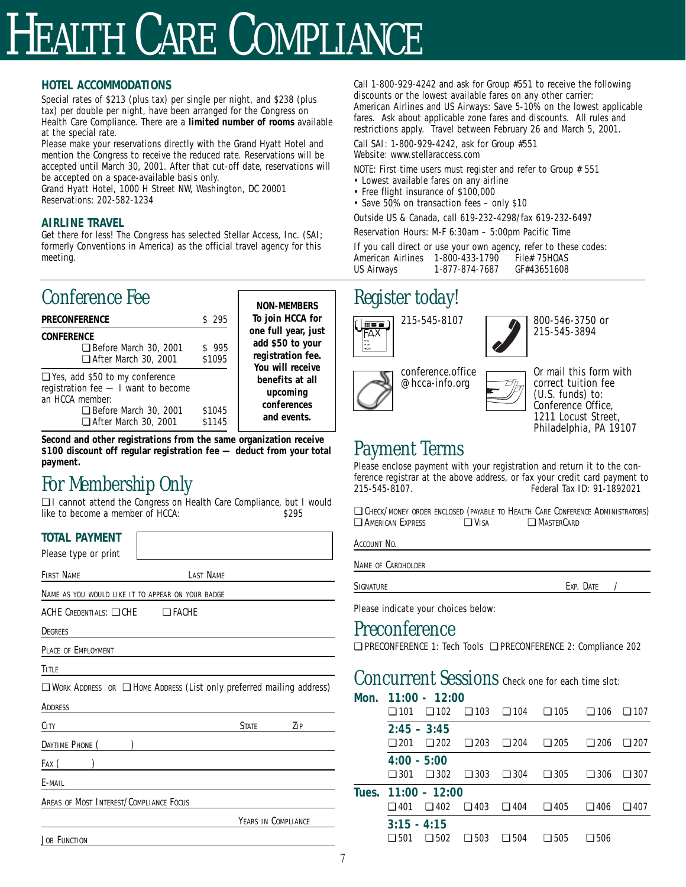# HEALTH CARE COMPLIANCE

### HOTEL ACCOMMODATIONS

Special rates of $213 (plus tax) per single per night, and $238 (plus tax) per double per night, have been arranged for the Congress on Health Care Compliance. There are a **limited number of rooms** available at the special rate.

Please make your reservations directly with the Grand Hyatt Hotel and mention the Congress to receive the reduced rate. Reservations will be accepted until March 30, 2001. After that cut-off date, reservations will be accepted on a space-available basis only.

Grand Hyatt Hotel, 1000 H Street NW, Washington, DC 20001
Reservations: 202-582-1234

### AIRLINE TRAVEL

Get there for less! The Congress has selected Stellar Access, Inc. (SAI; formerly Conventions in America) as the official travel agency for this meeting.

Call 1-800-929-4242 and ask for Group #551 to receive the following discounts or the lowest available fares on any other carrier: American Airlines and US Airways: Save 5-10% on the lowest applicable fares. Ask about applicable zone fares and discounts. All rules and restrictions apply. Travel between February 26 and March 5, 2001.

Call SAI: 1-800-929-4242, ask for Group #551
Website: www.stellaraccess.com

NOTE: First time users must register and refer to Group # 551

- Lowest available fares on any airline
- Free flight insurance of $100,000
- Save 50% on transaction fees – only $10

Outside US & Canada, call 619-232-4298/fax 619-232-6497

Reservation Hours: M-F 6:30am – 5:00pm Pacific Time

If you call direct or use your own agency, refer to these codes:

| | | |
|---|---|---|
| American Airlines | 1-800-433-1790 | File# 75HOAS |
| US Airways | 1-877-874-7687 | GF#43651608 |

## Conference Fee

| | |
|---|---|
| **PRECONFERENCE** | $ 295 |
| **CONFERENCE** | |
| ❑ Before March 30, 2001 | $ 995 |
| ❑ After March 30, 2001 | $1095 |
| ❑ Yes, add $50 to my conference registration fee — I want to become an HCCA member: | |
| ❑ Before March 30, 2001 | $1045 |
| ❑ After March 30, 2001 | $1145 |

**NON-MEMBERS To join HCCA for one full year, just add $50 to your registration fee. You will receive benefits at all upcoming conferences and events.**

**Second and other registrations from the same organization receive $100 discount off regular registration fee — deduct from your total payment.**

## For Membership Only

❑ I cannot attend the Congress on Health Care Compliance, but I would like to become a member of HCCA: $295

**TOTAL PAYMENT**

Please type or print

FIRST NAME LAST NAME

NAME AS YOU WOULD LIKE IT TO APPEAR ON YOUR BADGE

ACHE CREDENTIALS: ❑ CHE ❑ FACHE

DEGREES

PLACE OF EMPLOYMENT

TITLE

❑ WORK ADDRESS OR ❑ HOME ADDRESS (List only preferred mailing address)

ADDRESS

CITY STATE ZIP

DAYTIME PHONE ( )

FAX ( )

E-MAIL

AREAS OF MOST INTEREST/COMPLIANCE FOCUS

YEARS IN COMPLIANCE

JOB FUNCTION

## Register today!

FAX: 215-545-8107

Phone: 800-546-3750 or 215-545-3894

E-mail: conference.office@hcca-info.org

Or mail this form with correct tuition fee (U.S. funds) to: Conference Office, 1211 Locust Street, Philadelphia, PA 19107

## Payment Terms

Please enclose payment with your registration and return it to the conference registrar at the above address, or fax your credit card payment to 215-545-8107. Federal Tax ID: 91-1892021

❑ CHECK/MONEY ORDER ENCLOSED (PAYABLE TO HEALTH CARE CONFERENCE ADMINISTRATORS)
❑ AMERICAN EXPRESS ❑ VISA ❑ MASTERCARD

ACCOUNT NO.

NAME OF CARDHOLDER

SIGNATURE EXP. DATE /

Please indicate your choices below:

## Preconference

❑ PRECONFERENCE 1: Tech Tools ❑ PRECONFERENCE 2: Compliance 202

## Concurrent Sessions

Check one for each time slot:

| | | | | | | | | |
|---|---|---|---|---|---|---|---|---|
| **Mon.** | **11:00 - 12:00** | ❑ 101 | ❑ 102 | ❑ 103 | ❑ 104 | ❑ 105 | ❑ 106 | ❑ 107 |
| | **2:45 - 3:45** | ❑ 201 | ❑ 202 | ❑ 203 | ❑ 204 | ❑ 205 | ❑ 206 | ❑ 207 |
| | **4:00 - 5:00** | ❑ 301 | ❑ 302 | ❑ 303 | ❑ 304 | ❑ 305 | ❑ 306 | ❑ 307 |
| **Tues.** | **11:00 – 12:00** | ❑ 401 | ❑ 402 | ❑ 403 | ❑ 404 | ❑ 405 | ❑ 406 | ❑ 407 |
| | **3:15 - 4:15** | ❑ 501 | ❑ 502 | ❑ 503 | ❑ 504 | ❑ 505 | ❑ 506 | |